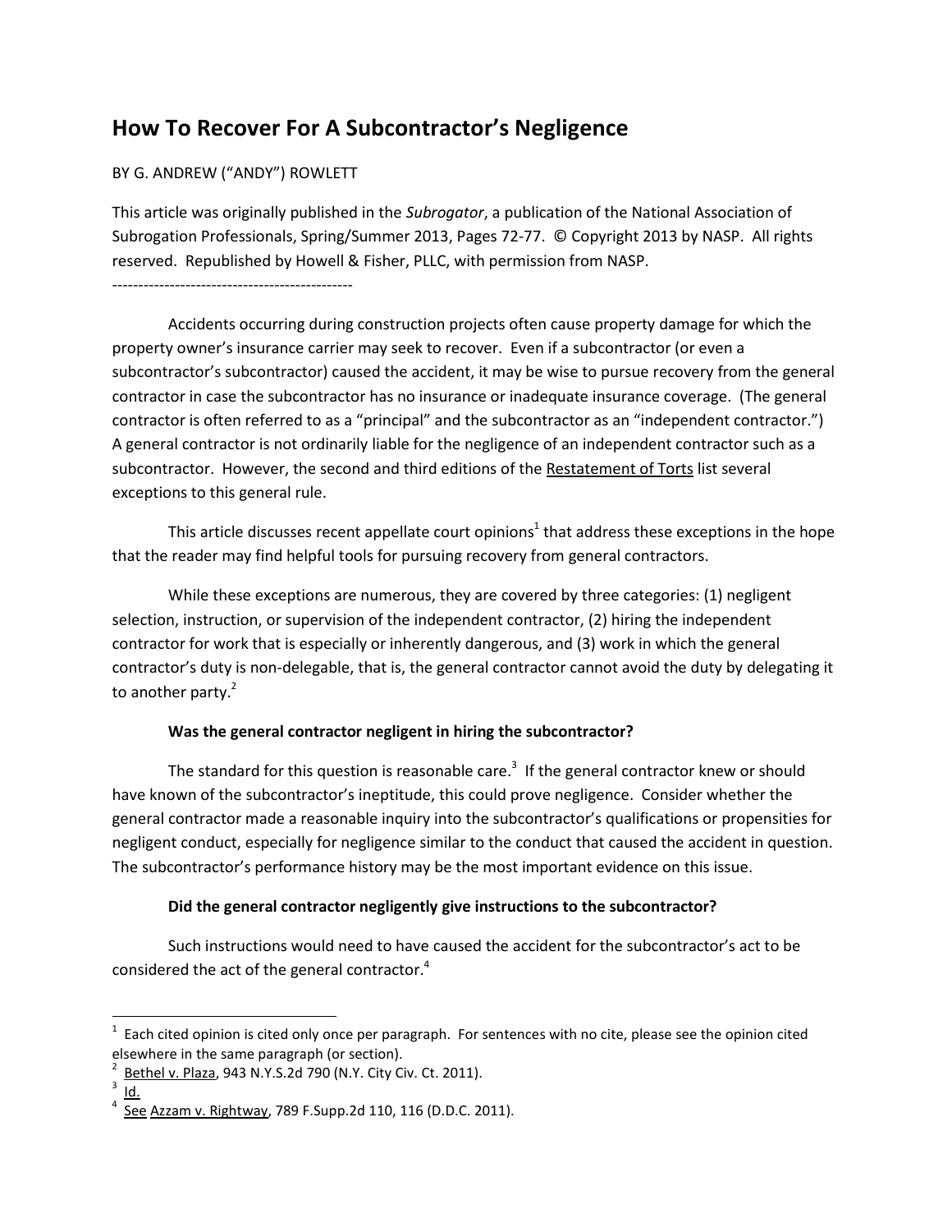# How To Recover For A Subcontractor's Negligence

BY G. ANDREW ("ANDY") ROWLETT

This article was originally published in the *Subrogator*, a publication of the National Association of Subrogation Professionals, Spring/Summer 2013, Pages 72-77. © Copyright 2013 by NASP. All rights reserved. Republished by Howell & Fisher, PLLC, with permission from NASP.

----------------------------------------------

Accidents occurring during construction projects often cause property damage for which the property owner's insurance carrier may seek to recover. Even if a subcontractor (or even a subcontractor's subcontractor) caused the accident, it may be wise to pursue recovery from the general contractor in case the subcontractor has no insurance or inadequate insurance coverage. (The general contractor is often referred to as a "principal" and the subcontractor as an "independent contractor.") A general contractor is not ordinarily liable for the negligence of an independent contractor such as a subcontractor. However, the second and third editions of the Restatement of Torts list several exceptions to this general rule.

This article discusses recent appellate court opinions[1] that address these exceptions in the hope that the reader may find helpful tools for pursuing recovery from general contractors.

While these exceptions are numerous, they are covered by three categories: (1) negligent selection, instruction, or supervision of the independent contractor, (2) hiring the independent contractor for work that is especially or inherently dangerous, and (3) work in which the general contractor's duty is non-delegable, that is, the general contractor cannot avoid the duty by delegating it to another party.[2]

### Was the general contractor negligent in hiring the subcontractor?

The standard for this question is reasonable care.[3] If the general contractor knew or should have known of the subcontractor's ineptitude, this could prove negligence. Consider whether the general contractor made a reasonable inquiry into the subcontractor's qualifications or propensities for negligent conduct, especially for negligence similar to the conduct that caused the accident in question. The subcontractor's performance history may be the most important evidence on this issue.

### Did the general contractor negligently give instructions to the subcontractor?

Such instructions would need to have caused the accident for the subcontractor's act to be considered the act of the general contractor.[4]

---

[1] Each cited opinion is cited only once per paragraph. For sentences with no cite, please see the opinion cited elsewhere in the same paragraph (or section).

[2] Bethel v. Plaza, 943 N.Y.S.2d 790 (N.Y. City Civ. Ct. 2011).

[3] Id.

[4] See Azzam v. Rightway, 789 F.Supp.2d 110, 116 (D.D.C. 2011).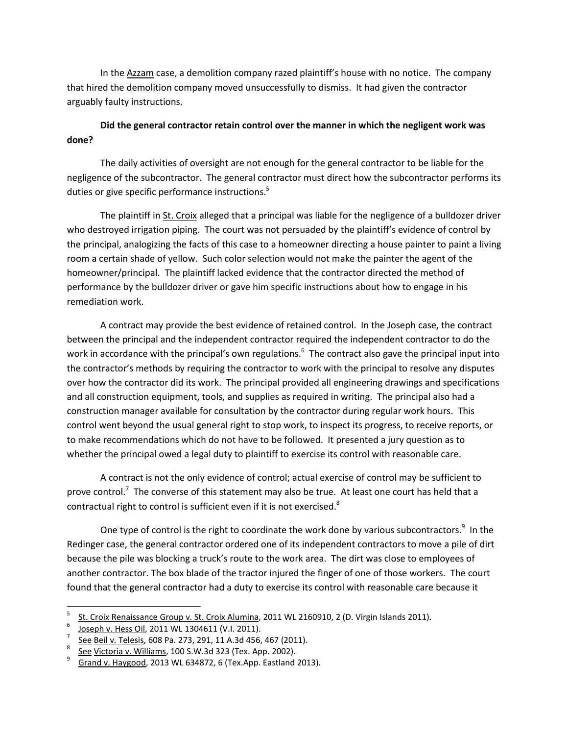In the Azzam case, a demolition company razed plaintiff's house with no notice. The company that hired the demolition company moved unsuccessfully to dismiss. It had given the contractor arguably faulty instructions.

**Did the general contractor retain control over the manner in which the negligent work was done?**

The daily activities of oversight are not enough for the general contractor to be liable for the negligence of the subcontractor. The general contractor must direct how the subcontractor performs its duties or give specific performance instructions.[5]

The plaintiff in St. Croix alleged that a principal was liable for the negligence of a bulldozer driver who destroyed irrigation piping. The court was not persuaded by the plaintiff's evidence of control by the principal, analogizing the facts of this case to a homeowner directing a house painter to paint a living room a certain shade of yellow. Such color selection would not make the painter the agent of the homeowner/principal. The plaintiff lacked evidence that the contractor directed the method of performance by the bulldozer driver or gave him specific instructions about how to engage in his remediation work.

A contract may provide the best evidence of retained control. In the Joseph case, the contract between the principal and the independent contractor required the independent contractor to do the work in accordance with the principal's own regulations.[6] The contract also gave the principal input into the contractor's methods by requiring the contractor to work with the principal to resolve any disputes over how the contractor did its work. The principal provided all engineering drawings and specifications and all construction equipment, tools, and supplies as required in writing. The principal also had a construction manager available for consultation by the contractor during regular work hours. This control went beyond the usual general right to stop work, to inspect its progress, to receive reports, or to make recommendations which do not have to be followed. It presented a jury question as to whether the principal owed a legal duty to plaintiff to exercise its control with reasonable care.

A contract is not the only evidence of control; actual exercise of control may be sufficient to prove control.[7] The converse of this statement may also be true. At least one court has held that a contractual right to control is sufficient even if it is not exercised.[8]

One type of control is the right to coordinate the work done by various subcontractors.[9] In the Redinger case, the general contractor ordered one of its independent contractors to move a pile of dirt because the pile was blocking a truck's route to the work area. The dirt was close to employees of another contractor. The box blade of the tractor injured the finger of one of those workers. The court found that the general contractor had a duty to exercise its control with reasonable care because it

---

[5] St. Croix Renaissance Group v. St. Croix Alumina, 2011 WL 2160910, 2 (D. Virgin Islands 2011).

[6] Joseph v. Hess Oil, 2011 WL 1304611 (V.I. 2011).

[7] See Beil v. Telesis, 608 Pa. 273, 291, 11 A.3d 456, 467 (2011).

[8] See Victoria v. Williams, 100 S.W.3d 323 (Tex. App. 2002).

[9] Grand v. Haygood, 2013 WL 634872, 6 (Tex.App. Eastland 2013).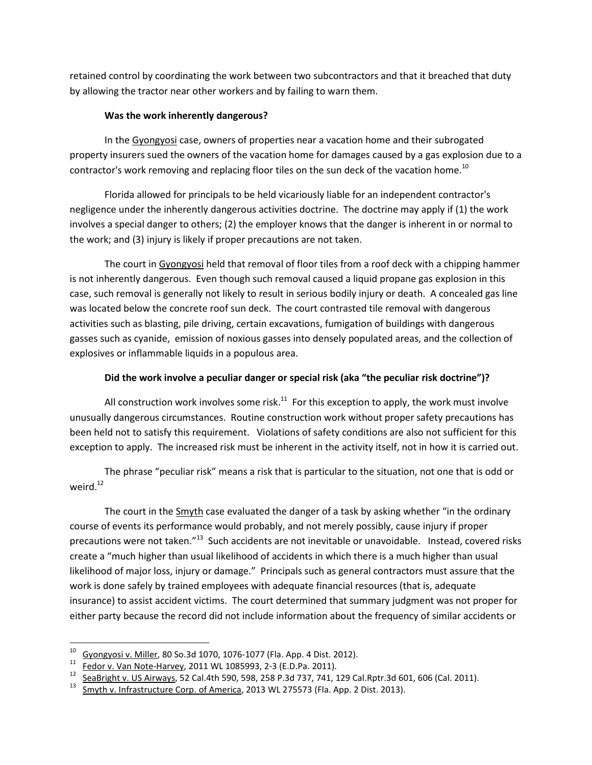retained control by coordinating the work between two subcontractors and that it breached that duty by allowing the tractor near other workers and by failing to warn them.

**Was the work inherently dangerous?**

In the Gyongyosi case, owners of properties near a vacation home and their subrogated property insurers sued the owners of the vacation home for damages caused by a gas explosion due to a contractor's work removing and replacing floor tiles on the sun deck of the vacation home.[10]

Florida allowed for principals to be held vicariously liable for an independent contractor's negligence under the inherently dangerous activities doctrine. The doctrine may apply if (1) the work involves a special danger to others; (2) the employer knows that the danger is inherent in or normal to the work; and (3) injury is likely if proper precautions are not taken.

The court in Gyongyosi held that removal of floor tiles from a roof deck with a chipping hammer is not inherently dangerous. Even though such removal caused a liquid propane gas explosion in this case, such removal is generally not likely to result in serious bodily injury or death. A concealed gas line was located below the concrete roof sun deck. The court contrasted tile removal with dangerous activities such as blasting, pile driving, certain excavations, fumigation of buildings with dangerous gasses such as cyanide, emission of noxious gasses into densely populated areas, and the collection of explosives or inflammable liquids in a populous area.

**Did the work involve a peculiar danger or special risk (aka "the peculiar risk doctrine")?**

All construction work involves some risk.[11] For this exception to apply, the work must involve unusually dangerous circumstances. Routine construction work without proper safety precautions has been held not to satisfy this requirement. Violations of safety conditions are also not sufficient for this exception to apply. The increased risk must be inherent in the activity itself, not in how it is carried out.

The phrase "peculiar risk" means a risk that is particular to the situation, not one that is odd or weird.[12]

The court in the Smyth case evaluated the danger of a task by asking whether "in the ordinary course of events its performance would probably, and not merely possibly, cause injury if proper precautions were not taken."[13] Such accidents are not inevitable or unavoidable. Instead, covered risks create a "much higher than usual likelihood of accidents in which there is a much higher than usual likelihood of major loss, injury or damage." Principals such as general contractors must assure that the work is done safely by trained employees with adequate financial resources (that is, adequate insurance) to assist accident victims. The court determined that summary judgment was not proper for either party because the record did not include information about the frequency of similar accidents or

---

[10] Gyongyosi v. Miller, 80 So.3d 1070, 1076-1077 (Fla. App. 4 Dist. 2012).
[11] Fedor v. Van Note-Harvey, 2011 WL 1085993, 2-3 (E.D.Pa. 2011).
[12] SeaBright v. US Airways, 52 Cal.4th 590, 598, 258 P.3d 737, 741, 129 Cal.Rptr.3d 601, 606 (Cal. 2011).
[13] Smyth v. Infrastructure Corp. of America, 2013 WL 275573 (Fla. App. 2 Dist. 2013).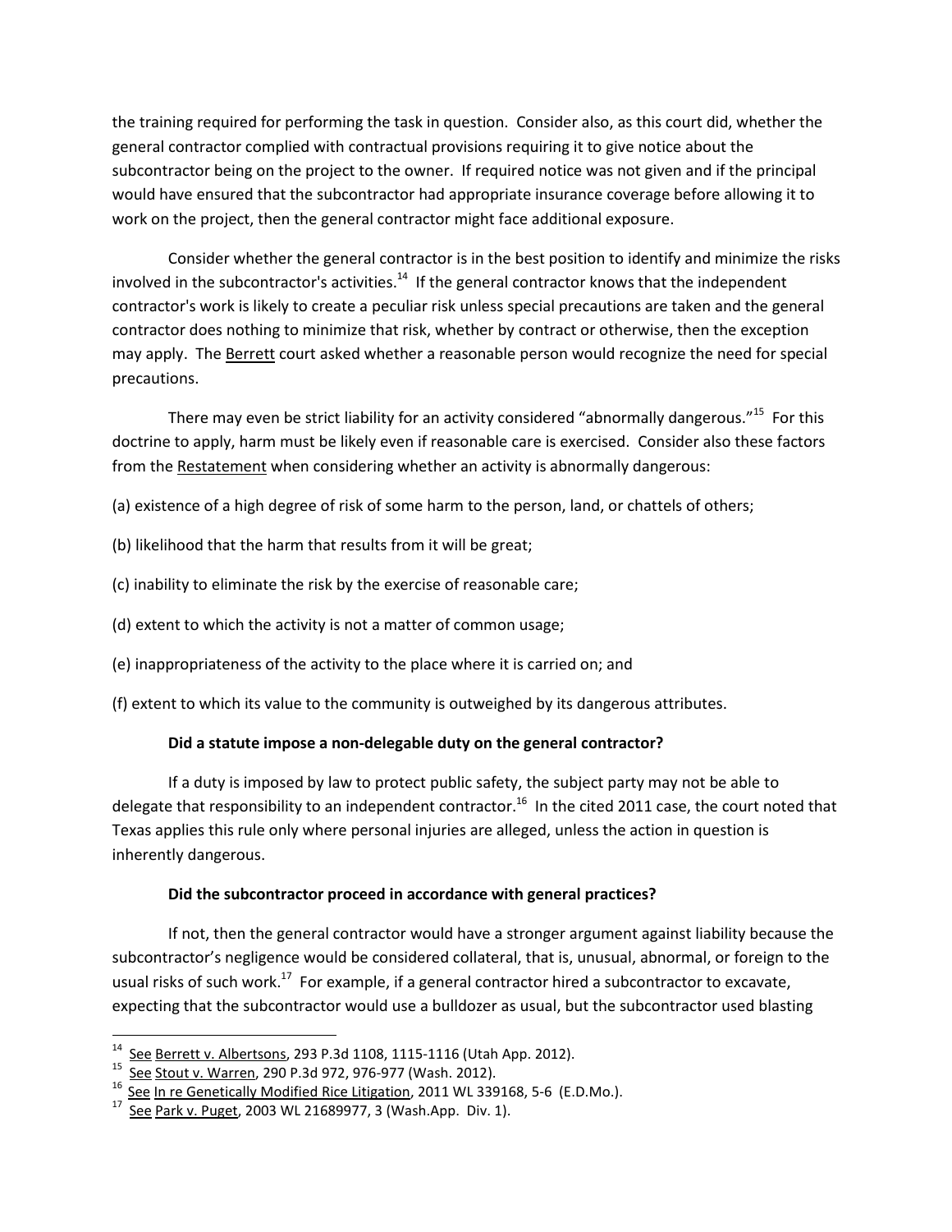the training required for performing the task in question. Consider also, as this court did, whether the general contractor complied with contractual provisions requiring it to give notice about the subcontractor being on the project to the owner. If required notice was not given and if the principal would have ensured that the subcontractor had appropriate insurance coverage before allowing it to work on the project, then the general contractor might face additional exposure.

Consider whether the general contractor is in the best position to identify and minimize the risks involved in the subcontractor's activities.[14] If the general contractor knows that the independent contractor's work is likely to create a peculiar risk unless special precautions are taken and the general contractor does nothing to minimize that risk, whether by contract or otherwise, then the exception may apply. The Berrett court asked whether a reasonable person would recognize the need for special precautions.

There may even be strict liability for an activity considered "abnormally dangerous."[15] For this doctrine to apply, harm must be likely even if reasonable care is exercised. Consider also these factors from the Restatement when considering whether an activity is abnormally dangerous:

(a) existence of a high degree of risk of some harm to the person, land, or chattels of others;

(b) likelihood that the harm that results from it will be great;

(c) inability to eliminate the risk by the exercise of reasonable care;

(d) extent to which the activity is not a matter of common usage;

(e) inappropriateness of the activity to the place where it is carried on; and

(f) extent to which its value to the community is outweighed by its dangerous attributes.

**Did a statute impose a non-delegable duty on the general contractor?**

If a duty is imposed by law to protect public safety, the subject party may not be able to delegate that responsibility to an independent contractor.[16] In the cited 2011 case, the court noted that Texas applies this rule only where personal injuries are alleged, unless the action in question is inherently dangerous.

**Did the subcontractor proceed in accordance with general practices?**

If not, then the general contractor would have a stronger argument against liability because the subcontractor's negligence would be considered collateral, that is, unusual, abnormal, or foreign to the usual risks of such work.[17] For example, if a general contractor hired a subcontractor to excavate, expecting that the subcontractor would use a bulldozer as usual, but the subcontractor used blasting

---

[14] See Berrett v. Albertsons, 293 P.3d 1108, 1115-1116 (Utah App. 2012).

[15] See Stout v. Warren, 290 P.3d 972, 976-977 (Wash. 2012).

[16] See In re Genetically Modified Rice Litigation, 2011 WL 339168, 5-6 (E.D.Mo.).

[17] See Park v. Puget, 2003 WL 21689977, 3 (Wash.App. Div. 1).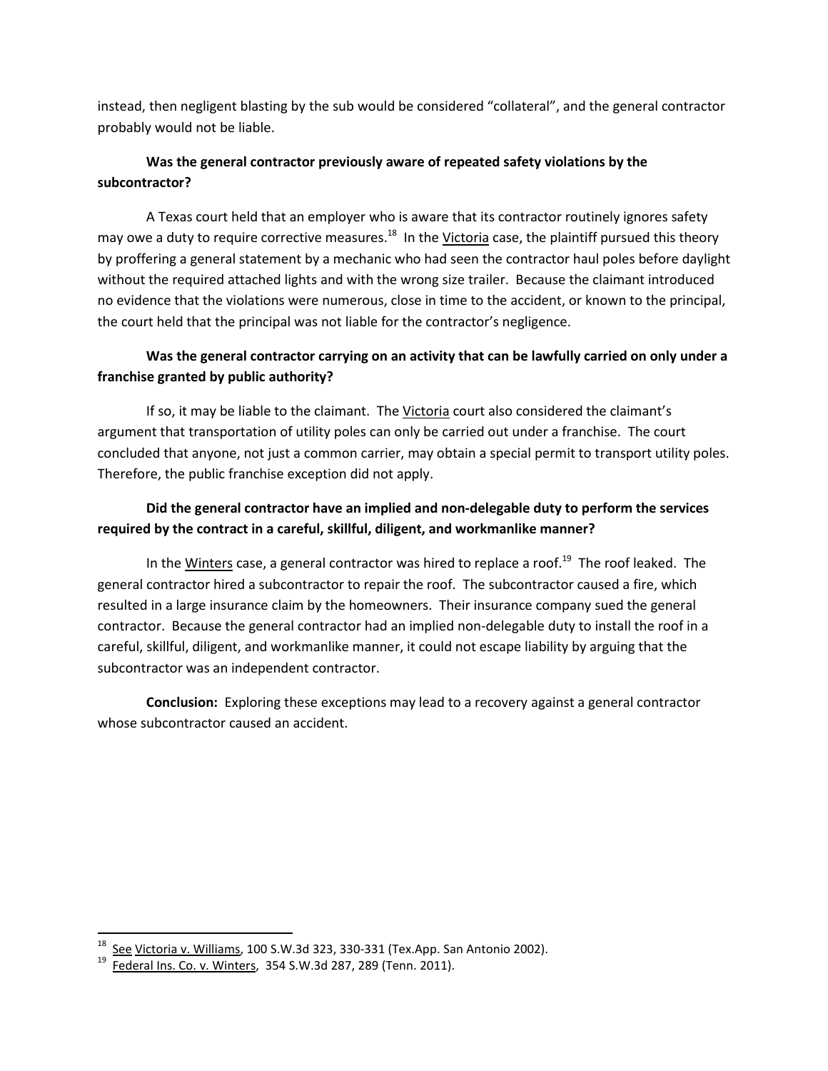instead, then negligent blasting by the sub would be considered "collateral", and the general contractor probably would not be liable.

**Was the general contractor previously aware of repeated safety violations by the subcontractor?**

A Texas court held that an employer who is aware that its contractor routinely ignores safety may owe a duty to require corrective measures.[18] In the Victoria case, the plaintiff pursued this theory by proffering a general statement by a mechanic who had seen the contractor haul poles before daylight without the required attached lights and with the wrong size trailer. Because the claimant introduced no evidence that the violations were numerous, close in time to the accident, or known to the principal, the court held that the principal was not liable for the contractor's negligence.

**Was the general contractor carrying on an activity that can be lawfully carried on only under a franchise granted by public authority?**

If so, it may be liable to the claimant. The Victoria court also considered the claimant's argument that transportation of utility poles can only be carried out under a franchise. The court concluded that anyone, not just a common carrier, may obtain a special permit to transport utility poles. Therefore, the public franchise exception did not apply.

**Did the general contractor have an implied and non-delegable duty to perform the services required by the contract in a careful, skillful, diligent, and workmanlike manner?**

In the Winters case, a general contractor was hired to replace a roof.[19] The roof leaked. The general contractor hired a subcontractor to repair the roof. The subcontractor caused a fire, which resulted in a large insurance claim by the homeowners. Their insurance company sued the general contractor. Because the general contractor had an implied non-delegable duty to install the roof in a careful, skillful, diligent, and workmanlike manner, it could not escape liability by arguing that the subcontractor was an independent contractor.

**Conclusion:** Exploring these exceptions may lead to a recovery against a general contractor whose subcontractor caused an accident.

---

[18] See Victoria v. Williams, 100 S.W.3d 323, 330-331 (Tex.App. San Antonio 2002).

[19] Federal Ins. Co. v. Winters, 354 S.W.3d 287, 289 (Tenn. 2011).